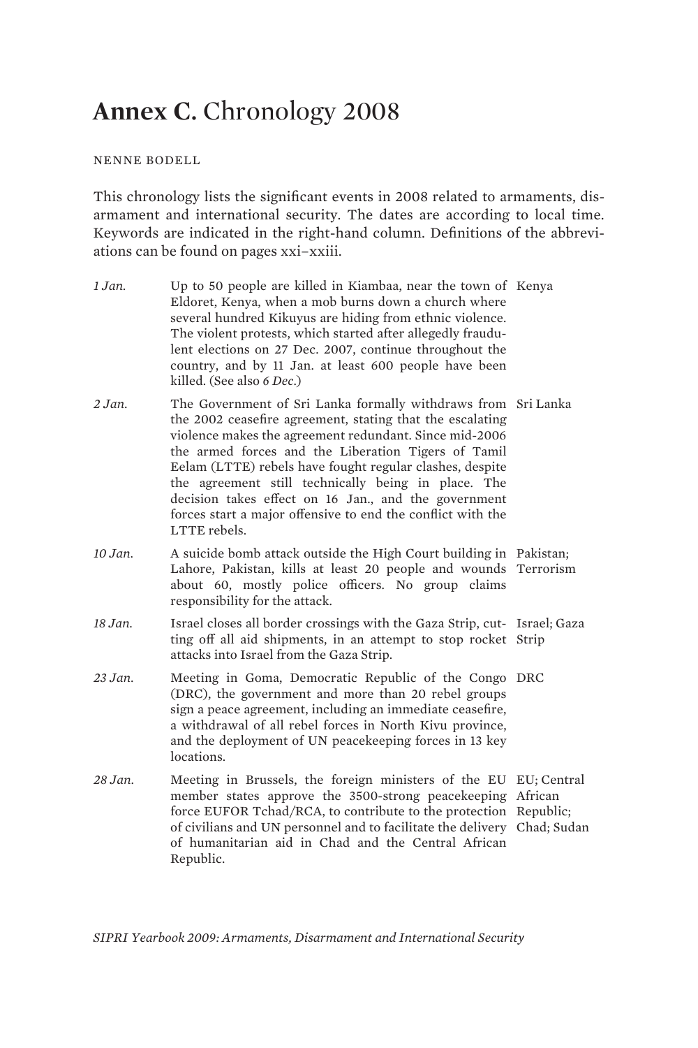# **Annex C.** Chronology 2008

NENNE BODELL

This chronology lists the significant events in 2008 related to armaments, disarmament and international security. The dates are according to local time. Keywords are indicated in the right-hand column. Definitions of the abbreviations can be found on pages xxi–xxiii.

| | | |
|---|---|---|
| *1 Jan.* | Up to 50 people are killed in Kiambaa, near the town of Eldoret, Kenya, when a mob burns down a church where several hundred Kikuyus are hiding from ethnic violence. The violent protests, which started after allegedly fraudulent elections on 27 Dec. 2007, continue throughout the country, and by 11 Jan. at least 600 people have been killed. (See also *6 Dec.*) | Kenya |
| *2 Jan.* | The Government of Sri Lanka formally withdraws from the 2002 ceasefire agreement, stating that the escalating violence makes the agreement redundant. Since mid-2006 the armed forces and the Liberation Tigers of Tamil Eelam (LTTE) rebels have fought regular clashes, despite the agreement still technically being in place. The decision takes effect on 16 Jan., and the government forces start a major offensive to end the conflict with the LTTE rebels. | Sri Lanka |
| *10 Jan.* | A suicide bomb attack outside the High Court building in Lahore, Pakistan, kills at least 20 people and wounds about 60, mostly police officers. No group claims responsibility for the attack. | Pakistan; Terrorism |
| *18 Jan.* | Israel closes all border crossings with the Gaza Strip, cutting off all aid shipments, in an attempt to stop rocket attacks into Israel from the Gaza Strip. | Israel; Gaza Strip |
| *23 Jan.* | Meeting in Goma, Democratic Republic of the Congo (DRC), the government and more than 20 rebel groups sign a peace agreement, including an immediate ceasefire, a withdrawal of all rebel forces in North Kivu province, and the deployment of UN peacekeeping forces in 13 key locations. | DRC |
| *28 Jan.* | Meeting in Brussels, the foreign ministers of the EU member states approve the 3500-strong peacekeeping force EUFOR Tchad/RCA, to contribute to the protection of civilians and UN personnel and to facilitate the delivery of humanitarian aid in Chad and the Central African Republic. | EU; Central African Republic; Chad; Sudan |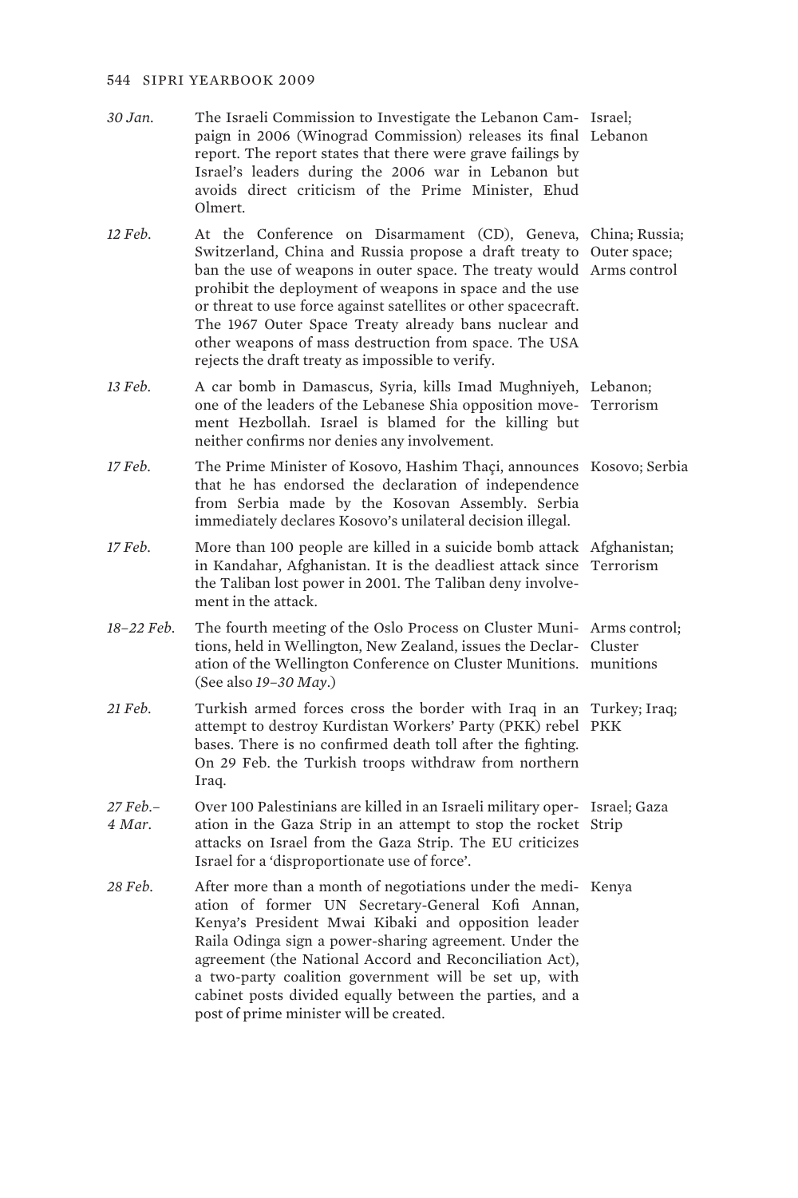| | | |
|---|---|---|
| *30 Jan.* | The Israeli Commission to Investigate the Lebanon Campaign in 2006 (Winograd Commission) releases its final report. The report states that there were grave failings by Israel's leaders during the 2006 war in Lebanon but avoids direct criticism of the Prime Minister, Ehud Olmert. | Israel; Lebanon |
| *12 Feb.* | At the Conference on Disarmament (CD), Geneva, Switzerland, China and Russia propose a draft treaty to ban the use of weapons in outer space. The treaty would prohibit the deployment of weapons in space and the use or threat to use force against satellites or other spacecraft. The 1967 Outer Space Treaty already bans nuclear and other weapons of mass destruction from space. The USA rejects the draft treaty as impossible to verify. | China; Russia; Outer space; Arms control |
| *13 Feb.* | A car bomb in Damascus, Syria, kills Imad Mughniyeh, one of the leaders of the Lebanese Shia opposition movement Hezbollah. Israel is blamed for the killing but neither confirms nor denies any involvement. | Lebanon; Terrorism |
| *17 Feb.* | The Prime Minister of Kosovo, Hashim Thaçi, announces that he has endorsed the declaration of independence from Serbia made by the Kosovan Assembly. Serbia immediately declares Kosovo's unilateral decision illegal. | Kosovo; Serbia |
| *17 Feb.* | More than 100 people are killed in a suicide bomb attack in Kandahar, Afghanistan. It is the deadliest attack since the Taliban lost power in 2001. The Taliban deny involvement in the attack. | Afghanistan; Terrorism |
| *18–22 Feb.* | The fourth meeting of the Oslo Process on Cluster Munitions, held in Wellington, New Zealand, issues the Declaration of the Wellington Conference on Cluster Munitions. (See also *19–30 May*.) | Arms control; Cluster munitions |
| *21 Feb.* | Turkish armed forces cross the border with Iraq in an attempt to destroy Kurdistan Workers' Party (PKK) rebel bases. There is no confirmed death toll after the fighting. On 29 Feb. the Turkish troops withdraw from northern Iraq. | Turkey; Iraq; PKK |
| *27 Feb.–4 Mar.* | Over 100 Palestinians are killed in an Israeli military operation in the Gaza Strip in an attempt to stop the rocket attacks on Israel from the Gaza Strip. The EU criticizes Israel for a 'disproportionate use of force'. | Israel; Gaza Strip |
| *28 Feb.* | After more than a month of negotiations under the mediation of former UN Secretary-General Kofi Annan, Kenya's President Mwai Kibaki and opposition leader Raila Odinga sign a power-sharing agreement. Under the agreement (the National Accord and Reconciliation Act), a two-party coalition government will be set up, with cabinet posts divided equally between the parties, and a post of prime minister will be created. | Kenya |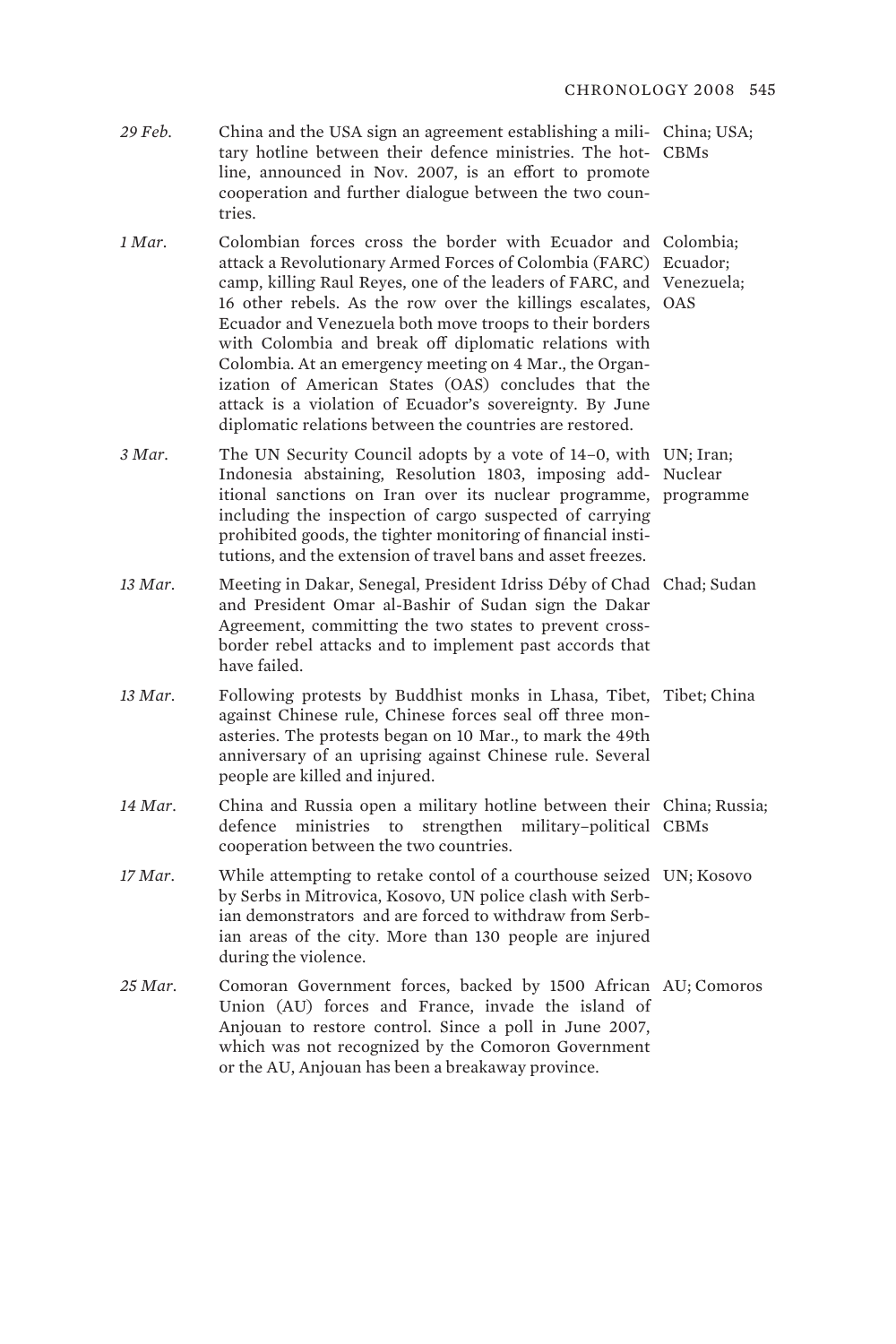| | | |
|---|---|---|
| *29 Feb.* | China and the USA sign an agreement establishing a military hotline between their defence ministries. The hotline, announced in Nov. 2007, is an effort to promote cooperation and further dialogue between the two countries. | China; USA; CBMs |
| *1 Mar.* | Colombian forces cross the border with Ecuador and attack a Revolutionary Armed Forces of Colombia (FARC) camp, killing Raul Reyes, one of the leaders of FARC, and 16 other rebels. As the row over the killings escalates, Ecuador and Venezuela both move troops to their borders with Colombia and break off diplomatic relations with Colombia. At an emergency meeting on 4 Mar., the Organization of American States (OAS) concludes that the attack is a violation of Ecuador's sovereignty. By June diplomatic relations between the countries are restored. | Colombia; Ecuador; Venezuela; OAS |
| *3 Mar.* | The UN Security Council adopts by a vote of 14–0, with Indonesia abstaining, Resolution 1803, imposing additional sanctions on Iran over its nuclear programme, including the inspection of cargo suspected of carrying prohibited goods, the tighter monitoring of financial institutions, and the extension of travel bans and asset freezes. | UN; Iran; Nuclear programme |
| *13 Mar.* | Meeting in Dakar, Senegal, President Idriss Déby of Chad and President Omar al-Bashir of Sudan sign the Dakar Agreement, committing the two states to prevent cross-border rebel attacks and to implement past accords that have failed. | Chad; Sudan |
| *13 Mar.* | Following protests by Buddhist monks in Lhasa, Tibet, against Chinese rule, Chinese forces seal off three monasteries. The protests began on 10 Mar., to mark the 49th anniversary of an uprising against Chinese rule. Several people are killed and injured. | Tibet; China |
| *14 Mar.* | China and Russia open a military hotline between their defence ministries to strengthen military–political cooperation between the two countries. | China; Russia; CBMs |
| *17 Mar.* | While attempting to retake contol of a courthouse seized by Serbs in Mitrovica, Kosovo, UN police clash with Serbian demonstrators and are forced to withdraw from Serbian areas of the city. More than 130 people are injured during the violence. | UN; Kosovo |
| *25 Mar.* | Comoran Government forces, backed by 1500 African Union (AU) forces and France, invade the island of Anjouan to restore control. Since a poll in June 2007, which was not recognized by the Comoron Government or the AU, Anjouan has been a breakaway province. | AU; Comoros |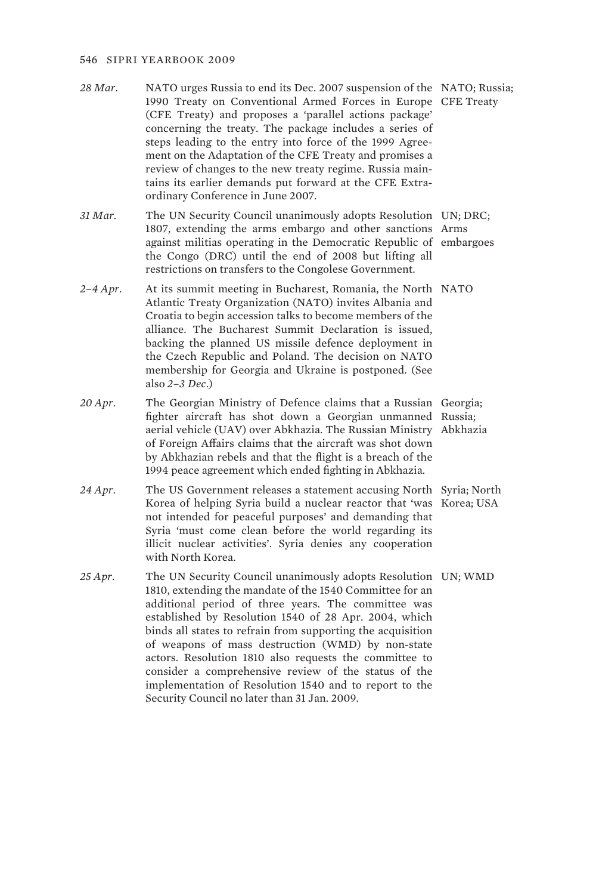| | | |
|---|---|---|
| *28 Mar.* | NATO urges Russia to end its Dec. 2007 suspension of the 1990 Treaty on Conventional Armed Forces in Europe (CFE Treaty) and proposes a 'parallel actions package' concerning the treaty. The package includes a series of steps leading to the entry into force of the 1999 Agreement on the Adaptation of the CFE Treaty and promises a review of changes to the new treaty regime. Russia maintains its earlier demands put forward at the CFE Extraordinary Conference in June 2007. | NATO; Russia; CFE Treaty |
| *31 Mar.* | The UN Security Council unanimously adopts Resolution 1807, extending the arms embargo and other sanctions against militias operating in the Democratic Republic of the Congo (DRC) until the end of 2008 but lifting all restrictions on transfers to the Congolese Government. | UN; DRC; Arms embargoes |
| *2–4 Apr.* | At its summit meeting in Bucharest, Romania, the North Atlantic Treaty Organization (NATO) invites Albania and Croatia to begin accession talks to become members of the alliance. The Bucharest Summit Declaration is issued, backing the planned US missile defence deployment in the Czech Republic and Poland. The decision on NATO membership for Georgia and Ukraine is postponed. (See also *2–3 Dec.*) | NATO |
| *20 Apr.* | The Georgian Ministry of Defence claims that a Russian fighter aircraft has shot down a Georgian unmanned aerial vehicle (UAV) over Abkhazia. The Russian Ministry of Foreign Affairs claims that the aircraft was shot down by Abkhazian rebels and that the flight is a breach of the 1994 peace agreement which ended fighting in Abkhazia. | Georgia; Russia; Abkhazia |
| *24 Apr.* | The US Government releases a statement accusing North Korea of helping Syria build a nuclear reactor that 'was not intended for peaceful purposes' and demanding that Syria 'must come clean before the world regarding its illicit nuclear activities'. Syria denies any cooperation with North Korea. | Syria; North Korea; USA |
| *25 Apr.* | The UN Security Council unanimously adopts Resolution 1810, extending the mandate of the 1540 Committee for an additional period of three years. The committee was established by Resolution 1540 of 28 Apr. 2004, which binds all states to refrain from supporting the acquisition of weapons of mass destruction (WMD) by non-state actors. Resolution 1810 also requests the committee to consider a comprehensive review of the status of the implementation of Resolution 1540 and to report to the Security Council no later than 31 Jan. 2009. | UN; WMD |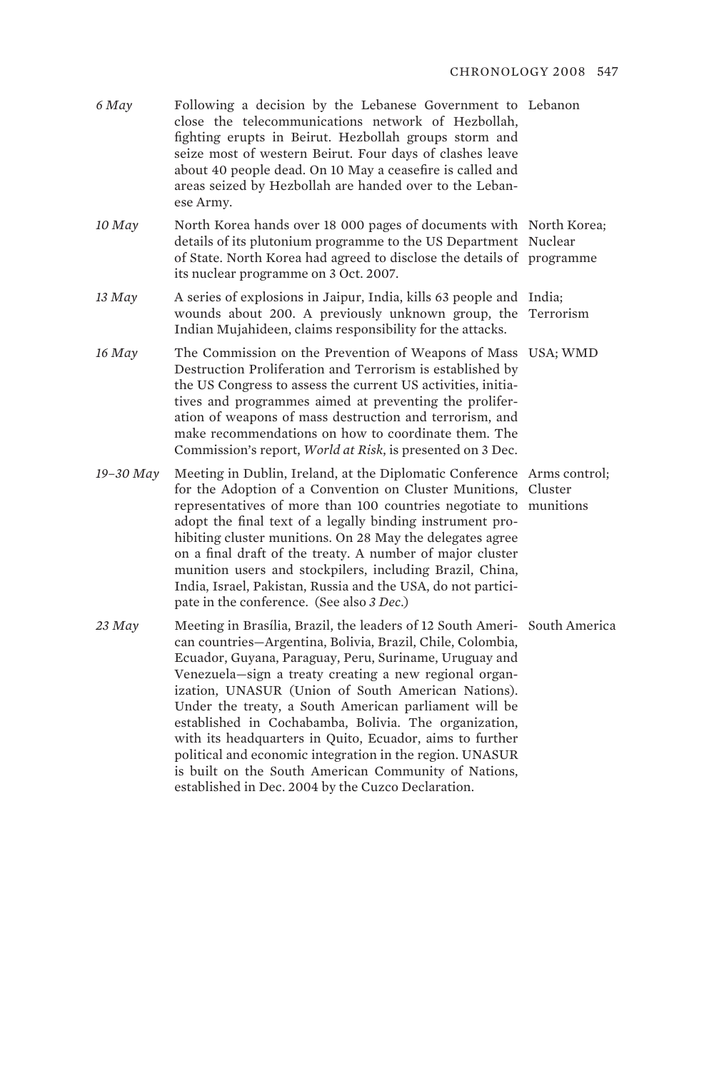| | | |
|---|---|---|
| *6 May* | Following a decision by the Lebanese Government to close the telecommunications network of Hezbollah, fighting erupts in Beirut. Hezbollah groups storm and seize most of western Beirut. Four days of clashes leave about 40 people dead. On 10 May a ceasefire is called and areas seized by Hezbollah are handed over to the Lebanese Army. | Lebanon |
| *10 May* | North Korea hands over 18 000 pages of documents with details of its plutonium programme to the US Department of State. North Korea had agreed to disclose the details of its nuclear programme on 3 Oct. 2007. | North Korea; Nuclear programme |
| *13 May* | A series of explosions in Jaipur, India, kills 63 people and wounds about 200. A previously unknown group, the Indian Mujahideen, claims responsibility for the attacks. | India; Terrorism |
| *16 May* | The Commission on the Prevention of Weapons of Mass Destruction Proliferation and Terrorism is established by the US Congress to assess the current US activities, initiatives and programmes aimed at preventing the proliferation of weapons of mass destruction and terrorism, and make recommendations on how to coordinate them. The Commission's report, *World at Risk*, is presented on 3 Dec. | USA; WMD |
| *19–30 May* | Meeting in Dublin, Ireland, at the Diplomatic Conference for the Adoption of a Convention on Cluster Munitions, representatives of more than 100 countries negotiate to adopt the final text of a legally binding instrument prohibiting cluster munitions. On 28 May the delegates agree on a final draft of the treaty. A number of major cluster munition users and stockpilers, including Brazil, China, India, Israel, Pakistan, Russia and the USA, do not participate in the conference. (See also *3 Dec.*) | Arms control; Cluster munitions |
| *23 May* | Meeting in Brasília, Brazil, the leaders of 12 South American countries—Argentina, Bolivia, Brazil, Chile, Colombia, Ecuador, Guyana, Paraguay, Peru, Suriname, Uruguay and Venezuela—sign a treaty creating a new regional organization, UNASUR (Union of South American Nations). Under the treaty, a South American parliament will be established in Cochabamba, Bolivia. The organization, with its headquarters in Quito, Ecuador, aims to further political and economic integration in the region. UNASUR is built on the South American Community of Nations, established in Dec. 2004 by the Cuzco Declaration. | South America |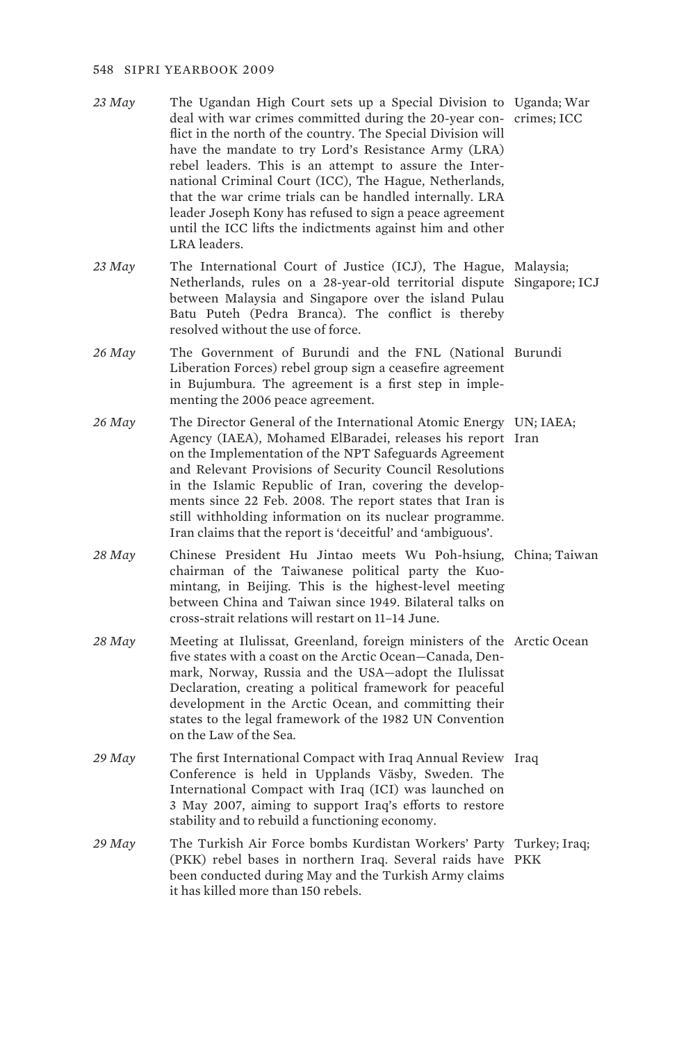| | | |
|---|---|---|
| *23 May* | The Ugandan High Court sets up a Special Division to deal with war crimes committed during the 20-year conflict in the north of the country. The Special Division will have the mandate to try Lord's Resistance Army (LRA) rebel leaders. This is an attempt to assure the International Criminal Court (ICC), The Hague, Netherlands, that the war crime trials can be handled internally. LRA leader Joseph Kony has refused to sign a peace agreement until the ICC lifts the indictments against him and other LRA leaders. | Uganda; War crimes; ICC |
| *23 May* | The International Court of Justice (ICJ), The Hague, Netherlands, rules on a 28-year-old territorial dispute between Malaysia and Singapore over the island Pulau Batu Puteh (Pedra Branca). The conflict is thereby resolved without the use of force. | Malaysia; Singapore; ICJ |
| *26 May* | The Government of Burundi and the FNL (National Liberation Forces) rebel group sign a ceasefire agreement in Bujumbura. The agreement is a first step in implementing the 2006 peace agreement. | Burundi |
| *26 May* | The Director General of the International Atomic Energy Agency (IAEA), Mohamed ElBaradei, releases his report on the Implementation of the NPT Safeguards Agreement and Relevant Provisions of Security Council Resolutions in the Islamic Republic of Iran, covering the developments since 22 Feb. 2008. The report states that Iran is still withholding information on its nuclear programme. Iran claims that the report is 'deceitful' and 'ambiguous'. | UN; IAEA; Iran |
| *28 May* | Chinese President Hu Jintao meets Wu Poh-hsiung, chairman of the Taiwanese political party the Kuomintang, in Beijing. This is the highest-level meeting between China and Taiwan since 1949. Bilateral talks on cross-strait relations will restart on 11–14 June. | China; Taiwan |
| *28 May* | Meeting at Ilulissat, Greenland, foreign ministers of the five states with a coast on the Arctic Ocean—Canada, Denmark, Norway, Russia and the USA—adopt the Ilulissat Declaration, creating a political framework for peaceful development in the Arctic Ocean, and committing their states to the legal framework of the 1982 UN Convention on the Law of the Sea. | Arctic Ocean |
| *29 May* | The first International Compact with Iraq Annual Review Conference is held in Upplands Väsby, Sweden. The International Compact with Iraq (ICI) was launched on 3 May 2007, aiming to support Iraq's efforts to restore stability and to rebuild a functioning economy. | Iraq |
| *29 May* | The Turkish Air Force bombs Kurdistan Workers' Party (PKK) rebel bases in northern Iraq. Several raids have been conducted during May and the Turkish Army claims it has killed more than 150 rebels. | Turkey; Iraq; PKK |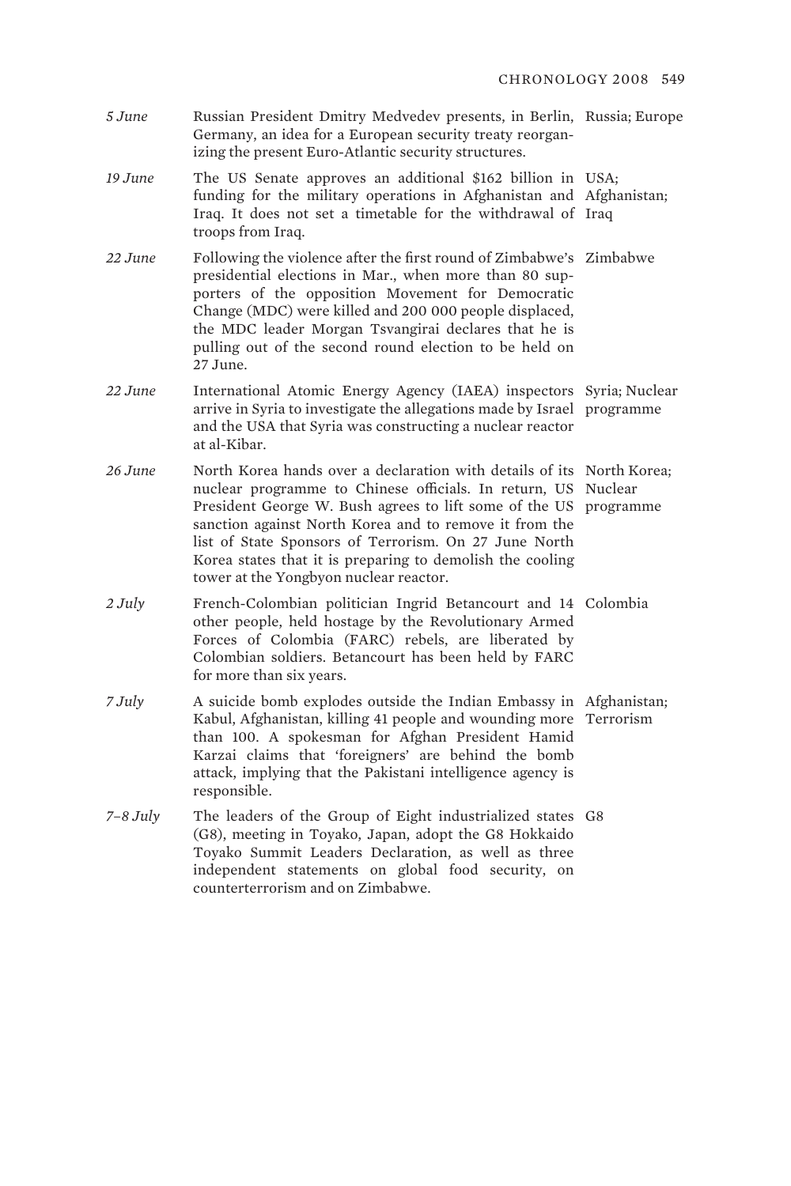| | | |
|---|---|---|
| *5 June* | Russian President Dmitry Medvedev presents, in Berlin, Germany, an idea for a European security treaty reorganizing the present Euro-Atlantic security structures. | Russia; Europe |
| *19 June* | The US Senate approves an additional $162 billion in funding for the military operations in Afghanistan and Iraq. It does not set a timetable for the withdrawal of troops from Iraq. | USA; Afghanistan; Iraq |
| *22 June* | Following the violence after the first round of Zimbabwe's presidential elections in Mar., when more than 80 supporters of the opposition Movement for Democratic Change (MDC) were killed and 200 000 people displaced, the MDC leader Morgan Tsvangirai declares that he is pulling out of the second round election to be held on 27 June. | Zimbabwe |
| *22 June* | International Atomic Energy Agency (IAEA) inspectors arrive in Syria to investigate the allegations made by Israel and the USA that Syria was constructing a nuclear reactor at al-Kibar. | Syria; Nuclear programme |
| *26 June* | North Korea hands over a declaration with details of its nuclear programme to Chinese officials. In return, US President George W. Bush agrees to lift some of the US sanction against North Korea and to remove it from the list of State Sponsors of Terrorism. On 27 June North Korea states that it is preparing to demolish the cooling tower at the Yongbyon nuclear reactor. | North Korea; Nuclear programme |
| *2 July* | French-Colombian politician Ingrid Betancourt and 14 other people, held hostage by the Revolutionary Armed Forces of Colombia (FARC) rebels, are liberated by Colombian soldiers. Betancourt has been held by FARC for more than six years. | Colombia |
| *7 July* | A suicide bomb explodes outside the Indian Embassy in Kabul, Afghanistan, killing 41 people and wounding more than 100. A spokesman for Afghan President Hamid Karzai claims that 'foreigners' are behind the bomb attack, implying that the Pakistani intelligence agency is responsible. | Afghanistan; Terrorism |
| *7–8 July* | The leaders of the Group of Eight industrialized states (G8), meeting in Toyako, Japan, adopt the G8 Hokkaido Toyako Summit Leaders Declaration, as well as three independent statements on global food security, on counterterrorism and on Zimbabwe. | G8 |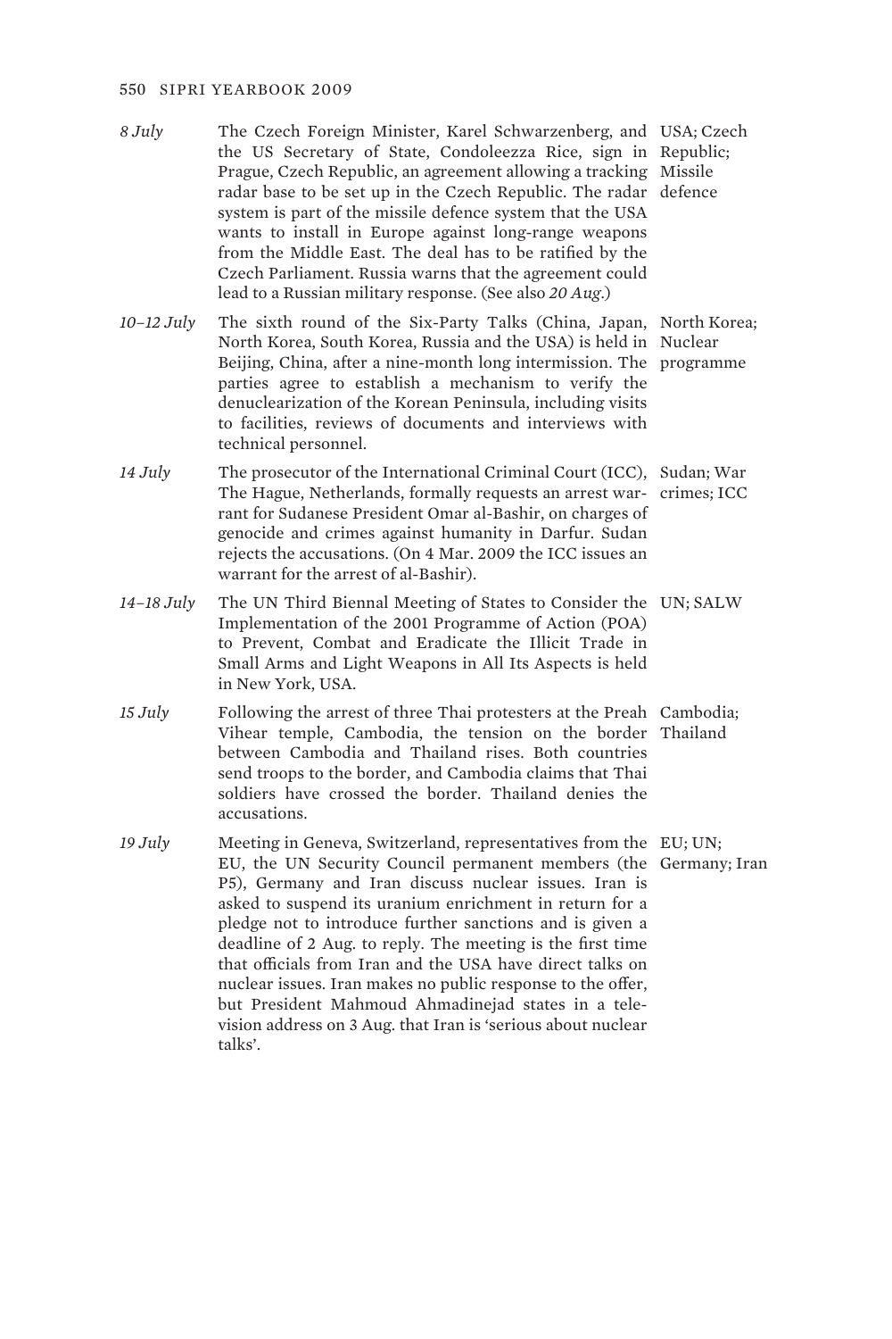| | | |
|---|---|---|
| *8 July* | The Czech Foreign Minister, Karel Schwarzenberg, and the US Secretary of State, Condoleezza Rice, sign in Prague, Czech Republic, an agreement allowing a tracking radar base to be set up in the Czech Republic. The radar system is part of the missile defence system that the USA wants to install in Europe against long-range weapons from the Middle East. The deal has to be ratified by the Czech Parliament. Russia warns that the agreement could lead to a Russian military response. (See also *20 Aug*.) | USA; Czech Republic; Missile defence |
| *10–12 July* | The sixth round of the Six-Party Talks (China, Japan, North Korea, South Korea, Russia and the USA) is held in Beijing, China, after a nine-month long intermission. The parties agree to establish a mechanism to verify the denuclearization of the Korean Peninsula, including visits to facilities, reviews of documents and interviews with technical personnel. | North Korea; Nuclear programme |
| *14 July* | The prosecutor of the International Criminal Court (ICC), The Hague, Netherlands, formally requests an arrest warrant for Sudanese President Omar al-Bashir, on charges of genocide and crimes against humanity in Darfur. Sudan rejects the accusations. (On 4 Mar. 2009 the ICC issues an warrant for the arrest of al-Bashir). | Sudan; War crimes; ICC |
| *14–18 July* | The UN Third Biennal Meeting of States to Consider the Implementation of the 2001 Programme of Action (POA) to Prevent, Combat and Eradicate the Illicit Trade in Small Arms and Light Weapons in All Its Aspects is held in New York, USA. | UN; SALW |
| *15 July* | Following the arrest of three Thai protesters at the Preah Vihear temple, Cambodia, the tension on the border between Cambodia and Thailand rises. Both countries send troops to the border, and Cambodia claims that Thai soldiers have crossed the border. Thailand denies the accusations. | Cambodia; Thailand |
| *19 July* | Meeting in Geneva, Switzerland, representatives from the EU, the UN Security Council permanent members (the P5), Germany and Iran discuss nuclear issues. Iran is asked to suspend its uranium enrichment in return for a pledge not to introduce further sanctions and is given a deadline of 2 Aug. to reply. The meeting is the first time that officials from Iran and the USA have direct talks on nuclear issues. Iran makes no public response to the offer, but President Mahmoud Ahmadinejad states in a television address on 3 Aug. that Iran is 'serious about nuclear talks'. | EU; UN; Germany; Iran |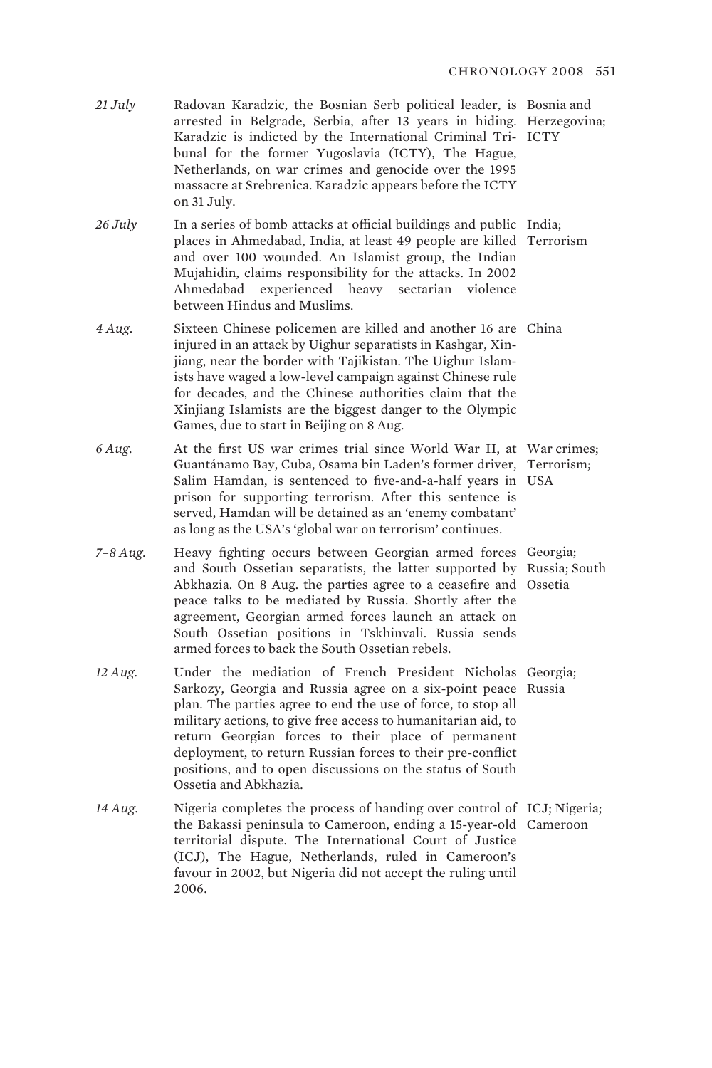| | | |
|---|---|---|
| *21 July* | Radovan Karadzic, the Bosnian Serb political leader, is arrested in Belgrade, Serbia, after 13 years in hiding. Karadzic is indicted by the International Criminal Tribunal for the former Yugoslavia (ICTY), The Hague, Netherlands, on war crimes and genocide over the 1995 massacre at Srebrenica. Karadzic appears before the ICTY on 31 July. | Bosnia and Herzegovina; ICTY |
| *26 July* | In a series of bomb attacks at official buildings and public places in Ahmedabad, India, at least 49 people are killed and over 100 wounded. An Islamist group, the Indian Mujahidin, claims responsibility for the attacks. In 2002 Ahmedabad experienced heavy sectarian violence between Hindus and Muslims. | India; Terrorism |
| *4 Aug.* | Sixteen Chinese policemen are killed and another 16 are injured in an attack by Uighur separatists in Kashgar, Xinjiang, near the border with Tajikistan. The Uighur Islamists have waged a low-level campaign against Chinese rule for decades, and the Chinese authorities claim that the Xinjiang Islamists are the biggest danger to the Olympic Games, due to start in Beijing on 8 Aug. | China |
| *6 Aug.* | At the first US war crimes trial since World War II, at Guantánamo Bay, Cuba, Osama bin Laden's former driver, Salim Hamdan, is sentenced to five-and-a-half years in prison for supporting terrorism. After this sentence is served, Hamdan will be detained as an 'enemy combatant' as long as the USA's 'global war on terrorism' continues. | War crimes; Terrorism; USA |
| *7–8 Aug.* | Heavy fighting occurs between Georgian armed forces and South Ossetian separatists, the latter supported by Abkhazia. On 8 Aug. the parties agree to a ceasefire and peace talks to be mediated by Russia. Shortly after the agreement, Georgian armed forces launch an attack on South Ossetian positions in Tskhinvali. Russia sends armed forces to back the South Ossetian rebels. | Georgia; Russia; South Ossetia |
| *12 Aug.* | Under the mediation of French President Nicholas Sarkozy, Georgia and Russia agree on a six-point peace plan. The parties agree to end the use of force, to stop all military actions, to give free access to humanitarian aid, to return Georgian forces to their place of permanent deployment, to return Russian forces to their pre-conflict positions, and to open discussions on the status of South Ossetia and Abkhazia. | Georgia; Russia |
| *14 Aug.* | Nigeria completes the process of handing over control of the Bakassi peninsula to Cameroon, ending a 15-year-old territorial dispute. The International Court of Justice (ICJ), The Hague, Netherlands, ruled in Cameroon's favour in 2002, but Nigeria did not accept the ruling until 2006. | ICJ; Nigeria; Cameroon |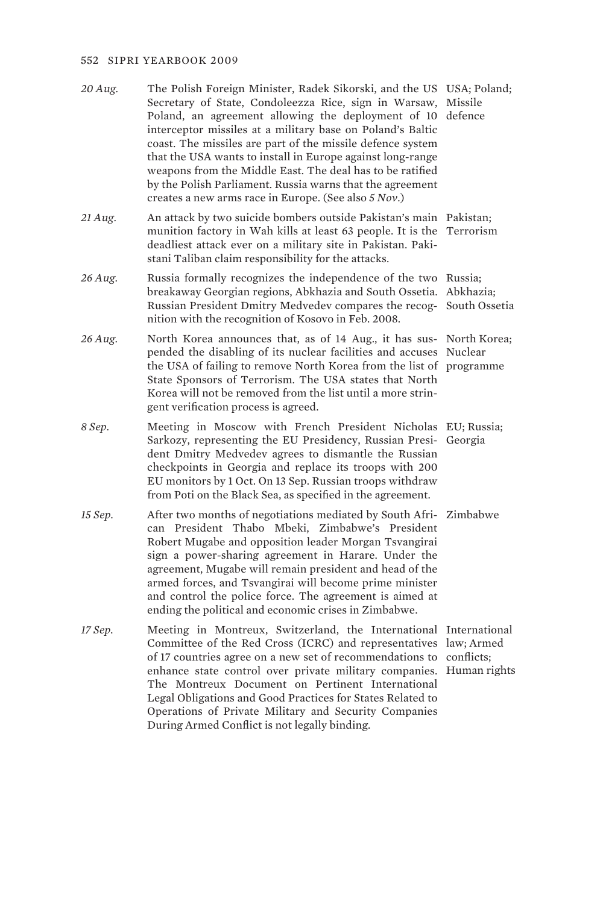| | | |
|---|---|---|
| *20 Aug.* | The Polish Foreign Minister, Radek Sikorski, and the US Secretary of State, Condoleezza Rice, sign in Warsaw, Poland, an agreement allowing the deployment of 10 interceptor missiles at a military base on Poland's Baltic coast. The missiles are part of the missile defence system that the USA wants to install in Europe against long-range weapons from the Middle East. The deal has to be ratified by the Polish Parliament. Russia warns that the agreement creates a new arms race in Europe. (See also *5 Nov.*) | USA; Poland; Missile defence |
| *21 Aug.* | An attack by two suicide bombers outside Pakistan's main munition factory in Wah kills at least 63 people. It is the deadliest attack ever on a military site in Pakistan. Pakistani Taliban claim responsibility for the attacks. | Pakistan; Terrorism |
| *26 Aug.* | Russia formally recognizes the independence of the two breakaway Georgian regions, Abkhazia and South Ossetia. Russian President Dmitry Medvedev compares the recognition with the recognition of Kosovo in Feb. 2008. | Russia; Abkhazia; South Ossetia |
| *26 Aug.* | North Korea announces that, as of 14 Aug., it has suspended the disabling of its nuclear facilities and accuses the USA of failing to remove North Korea from the list of State Sponsors of Terrorism. The USA states that North Korea will not be removed from the list until a more stringent verification process is agreed. | North Korea; Nuclear programme |
| *8 Sep.* | Meeting in Moscow with French President Nicholas Sarkozy, representing the EU Presidency, Russian President Dmitry Medvedev agrees to dismantle the Russian checkpoints in Georgia and replace its troops with 200 EU monitors by 1 Oct. On 13 Sep. Russian troops withdraw from Poti on the Black Sea, as specified in the agreement. | EU; Russia; Georgia |
| *15 Sep.* | After two months of negotiations mediated by South African President Thabo Mbeki, Zimbabwe's President Robert Mugabe and opposition leader Morgan Tsvangirai sign a power-sharing agreement in Harare. Under the agreement, Mugabe will remain president and head of the armed forces, and Tsvangirai will become prime minister and control the police force. The agreement is aimed at ending the political and economic crises in Zimbabwe. | Zimbabwe |
| *17 Sep.* | Meeting in Montreux, Switzerland, the International Committee of the Red Cross (ICRC) and representatives of 17 countries agree on a new set of recommendations to enhance state control over private military companies. The Montreux Document on Pertinent International Legal Obligations and Good Practices for States Related to Operations of Private Military and Security Companies During Armed Conflict is not legally binding. | International law; Armed conflicts; Human rights |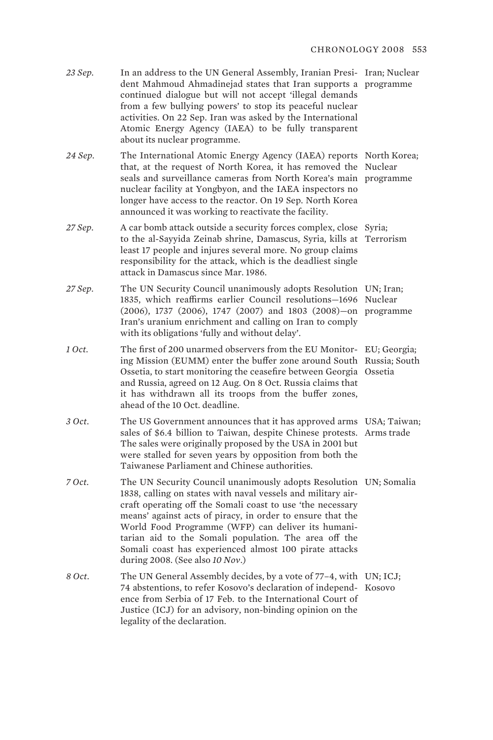| | | |
|---|---|---|
| *23 Sep.* | In an address to the UN General Assembly, Iranian President Mahmoud Ahmadinejad states that Iran supports a continued dialogue but will not accept 'illegal demands from a few bullying powers' to stop its peaceful nuclear activities. On 22 Sep. Iran was asked by the International Atomic Energy Agency (IAEA) to be fully transparent about its nuclear programme. | Iran; Nuclear programme |
| *24 Sep.* | The International Atomic Energy Agency (IAEA) reports that, at the request of North Korea, it has removed the seals and surveillance cameras from North Korea's main nuclear facility at Yongbyon, and the IAEA inspectors no longer have access to the reactor. On 19 Sep. North Korea announced it was working to reactivate the facility. | North Korea; Nuclear programme |
| *27 Sep.* | A car bomb attack outside a security forces complex, close to the al-Sayyida Zeinab shrine, Damascus, Syria, kills at least 17 people and injures several more. No group claims responsibility for the attack, which is the deadliest single attack in Damascus since Mar. 1986. | Syria; Terrorism |
| *27 Sep.* | The UN Security Council unanimously adopts Resolution 1835, which reaffirms earlier Council resolutions—1696 (2006), 1737 (2006), 1747 (2007) and 1803 (2008)—on Iran's uranium enrichment and calling on Iran to comply with its obligations 'fully and without delay'. | UN; Iran; Nuclear programme |
| *1 Oct.* | The first of 200 unarmed observers from the EU Monitoring Mission (EUMM) enter the buffer zone around South Ossetia, to start monitoring the ceasefire between Georgia and Russia, agreed on 12 Aug. On 8 Oct. Russia claims that it has withdrawn all its troops from the buffer zones, ahead of the 10 Oct. deadline. | EU; Georgia; Russia; South Ossetia |
| *3 Oct.* | The US Government announces that it has approved arms sales of $6.4 billion to Taiwan, despite Chinese protests. The sales were originally proposed by the USA in 2001 but were stalled for seven years by opposition from both the Taiwanese Parliament and Chinese authorities. | USA; Taiwan; Arms trade |
| *7 Oct.* | The UN Security Council unanimously adopts Resolution 1838, calling on states with naval vessels and military aircraft operating off the Somali coast to use 'the necessary means' against acts of piracy, in order to ensure that the World Food Programme (WFP) can deliver its humanitarian aid to the Somali population. The area off the Somali coast has experienced almost 100 pirate attacks during 2008. (See also *10 Nov*.) | UN; Somalia |
| *8 Oct.* | The UN General Assembly decides, by a vote of 77–4, with 74 abstentions, to refer Kosovo's declaration of independence from Serbia of 17 Feb. to the International Court of Justice (ICJ) for an advisory, non-binding opinion on the legality of the declaration. | UN; ICJ; Kosovo |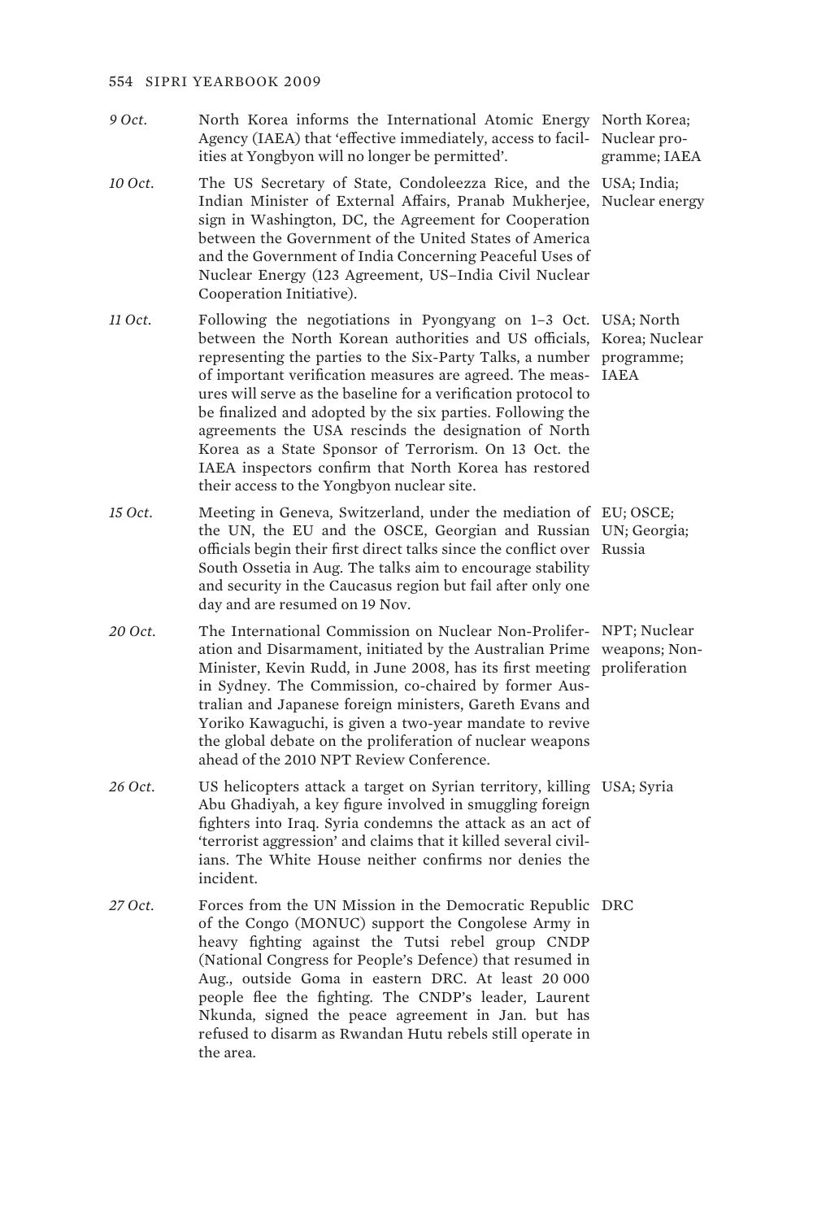| | | |
|---|---|---|
| *9 Oct.* | North Korea informs the International Atomic Energy Agency (IAEA) that 'effective immediately, access to facilities at Yongbyon will no longer be permitted'. | North Korea; Nuclear programme; IAEA |
| *10 Oct.* | The US Secretary of State, Condoleezza Rice, and the Indian Minister of External Affairs, Pranab Mukherjee, sign in Washington, DC, the Agreement for Cooperation between the Government of the United States of America and the Government of India Concerning Peaceful Uses of Nuclear Energy (123 Agreement, US–India Civil Nuclear Cooperation Initiative). | USA; India; Nuclear energy |
| *11 Oct.* | Following the negotiations in Pyongyang on 1–3 Oct. between the North Korean authorities and US officials, representing the parties to the Six-Party Talks, a number of important verification measures are agreed. The measures will serve as the baseline for a verification protocol to be finalized and adopted by the six parties. Following the agreements the USA rescinds the designation of North Korea as a State Sponsor of Terrorism. On 13 Oct. the IAEA inspectors confirm that North Korea has restored their access to the Yongbyon nuclear site. | USA; North Korea; Nuclear programme; IAEA |
| *15 Oct.* | Meeting in Geneva, Switzerland, under the mediation of the UN, the EU and the OSCE, Georgian and Russian officials begin their first direct talks since the conflict over South Ossetia in Aug. The talks aim to encourage stability and security in the Caucasus region but fail after only one day and are resumed on 19 Nov. | EU; OSCE; UN; Georgia; Russia |
| *20 Oct.* | The International Commission on Nuclear Non-Proliferation and Disarmament, initiated by the Australian Prime Minister, Kevin Rudd, in June 2008, has its first meeting in Sydney. The Commission, co-chaired by former Australian and Japanese foreign ministers, Gareth Evans and Yoriko Kawaguchi, is given a two-year mandate to revive the global debate on the proliferation of nuclear weapons ahead of the 2010 NPT Review Conference. | NPT; Nuclear weapons; Non-proliferation |
| *26 Oct.* | US helicopters attack a target on Syrian territory, killing Abu Ghadiyah, a key figure involved in smuggling foreign fighters into Iraq. Syria condemns the attack as an act of 'terrorist aggression' and claims that it killed several civilians. The White House neither confirms nor denies the incident. | USA; Syria |
| *27 Oct.* | Forces from the UN Mission in the Democratic Republic of the Congo (MONUC) support the Congolese Army in heavy fighting against the Tutsi rebel group CNDP (National Congress for People's Defence) that resumed in Aug., outside Goma in eastern DRC. At least 20 000 people flee the fighting. The CNDP's leader, Laurent Nkunda, signed the peace agreement in Jan. but has refused to disarm as Rwandan Hutu rebels still operate in the area. | DRC |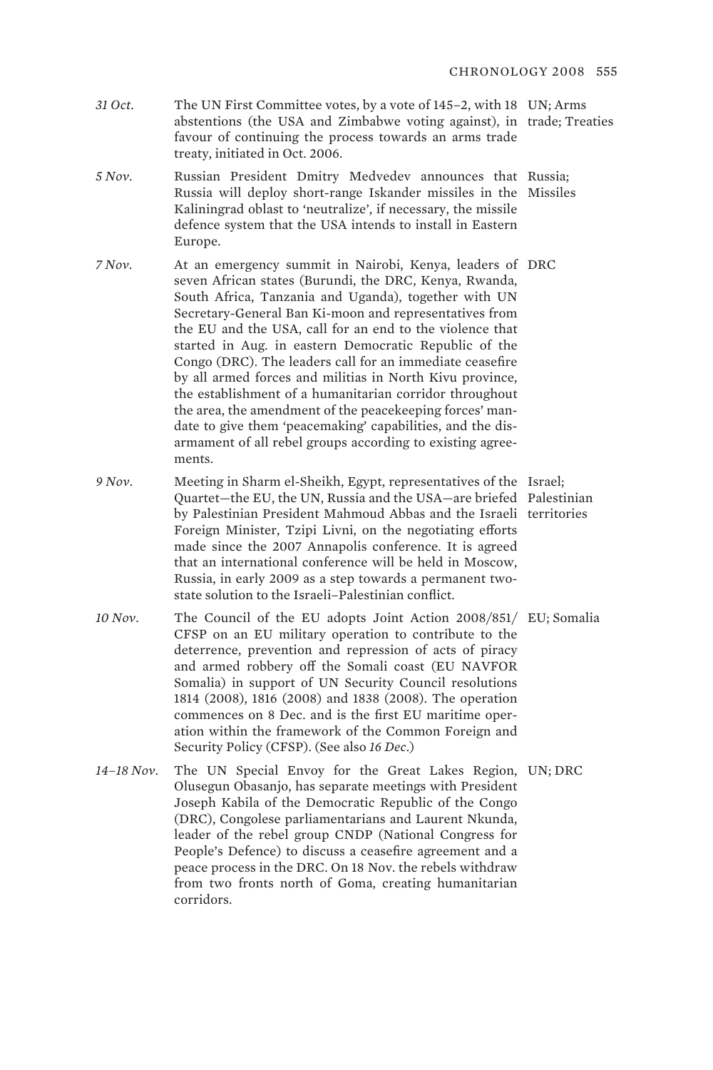*31 Oct.* The UN First Committee votes, by a vote of 145–2, with 18 abstentions (the USA and Zimbabwe voting against), in favour of continuing the process towards an arms trade treaty, initiated in Oct. 2006. UN; Arms trade; Treaties

*5 Nov.* Russian President Dmitry Medvedev announces that Russia will deploy short-range Iskander missiles in the Kaliningrad oblast to 'neutralize', if necessary, the missile defence system that the USA intends to install in Eastern Europe. Russia; Missiles

*7 Nov.* At an emergency summit in Nairobi, Kenya, leaders of seven African states (Burundi, the DRC, Kenya, Rwanda, South Africa, Tanzania and Uganda), together with UN Secretary-General Ban Ki-moon and representatives from the EU and the USA, call for an end to the violence that started in Aug. in eastern Democratic Republic of the Congo (DRC). The leaders call for an immediate ceasefire by all armed forces and militias in North Kivu province, the establishment of a humanitarian corridor throughout the area, the amendment of the peacekeeping forces' mandate to give them 'peacemaking' capabilities, and the disarmament of all rebel groups according to existing agreements. DRC

*9 Nov.* Meeting in Sharm el-Sheikh, Egypt, representatives of the Quartet—the EU, the UN, Russia and the USA—are briefed by Palestinian President Mahmoud Abbas and the Israeli Foreign Minister, Tzipi Livni, on the negotiating efforts made since the 2007 Annapolis conference. It is agreed that an international conference will be held in Moscow, Russia, in early 2009 as a step towards a permanent two-state solution to the Israeli–Palestinian conflict. Israel; Palestinian territories

*10 Nov.* The Council of the EU adopts Joint Action 2008/851/CFSP on an EU military operation to contribute to the deterrence, prevention and repression of acts of piracy and armed robbery off the Somali coast (EU NAVFOR Somalia) in support of UN Security Council resolutions 1814 (2008), 1816 (2008) and 1838 (2008). The operation commences on 8 Dec. and is the first EU maritime operation within the framework of the Common Foreign and Security Policy (CFSP). (See also *16 Dec.*) EU; Somalia

*14–18 Nov.* The UN Special Envoy for the Great Lakes Region, Olusegun Obasanjo, has separate meetings with President Joseph Kabila of the Democratic Republic of the Congo (DRC), Congolese parliamentarians and Laurent Nkunda, leader of the rebel group CNDP (National Congress for People's Defence) to discuss a ceasefire agreement and a peace process in the DRC. On 18 Nov. the rebels withdraw from two fronts north of Goma, creating humanitarian corridors. UN; DRC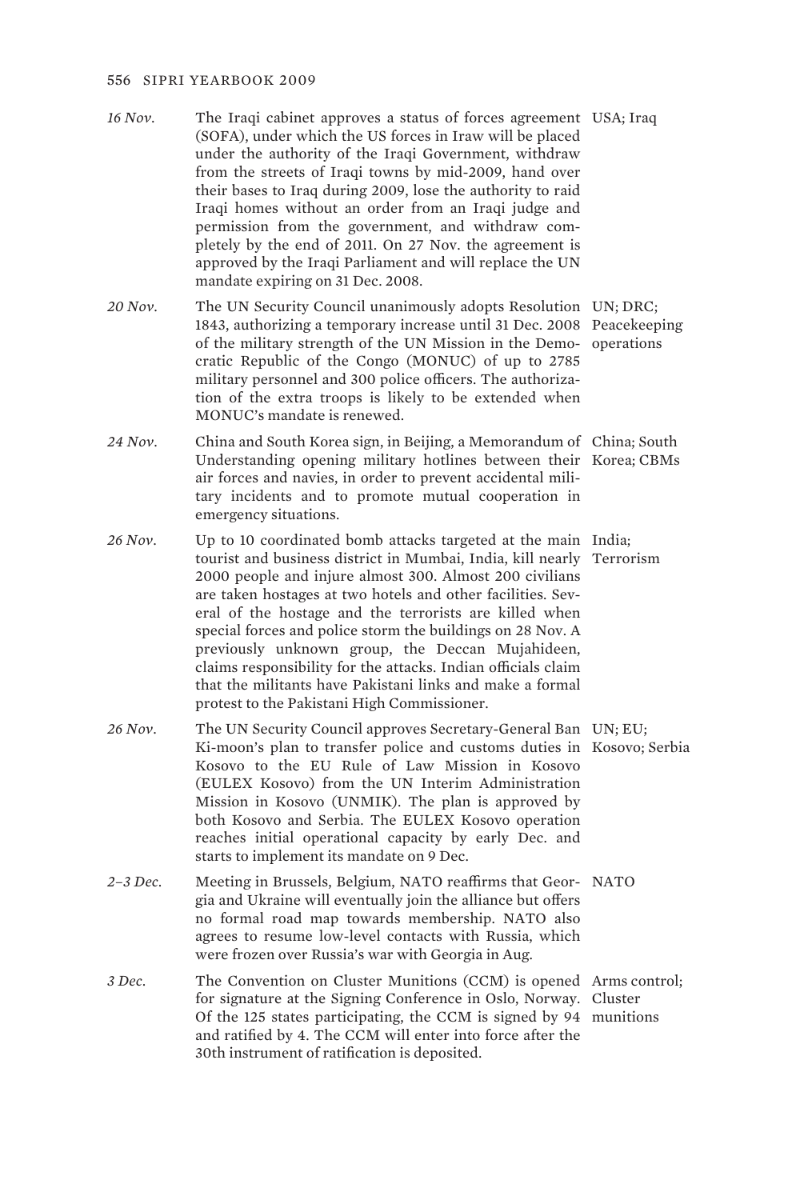| | | |
|---|---|---|
| *16 Nov.* | The Iraqi cabinet approves a status of forces agreement (SOFA), under which the US forces in Iraw will be placed under the authority of the Iraqi Government, withdraw from the streets of Iraqi towns by mid-2009, hand over their bases to Iraq during 2009, lose the authority to raid Iraqi homes without an order from an Iraqi judge and permission from the government, and withdraw completely by the end of 2011. On 27 Nov. the agreement is approved by the Iraqi Parliament and will replace the UN mandate expiring on 31 Dec. 2008. | USA; Iraq |
| *20 Nov.* | The UN Security Council unanimously adopts Resolution 1843, authorizing a temporary increase until 31 Dec. 2008 of the military strength of the UN Mission in the Democratic Republic of the Congo (MONUC) of up to 2785 military personnel and 300 police officers. The authorization of the extra troops is likely to be extended when MONUC's mandate is renewed. | UN; DRC; Peacekeeping operations |
| *24 Nov.* | China and South Korea sign, in Beijing, a Memorandum of Understanding opening military hotlines between their air forces and navies, in order to prevent accidental military incidents and to promote mutual cooperation in emergency situations. | China; South Korea; CBMs |
| *26 Nov.* | Up to 10 coordinated bomb attacks targeted at the main tourist and business district in Mumbai, India, kill nearly 2000 people and injure almost 300. Almost 200 civilians are taken hostages at two hotels and other facilities. Several of the hostage and the terrorists are killed when special forces and police storm the buildings on 28 Nov. A previously unknown group, the Deccan Mujahideen, claims responsibility for the attacks. Indian officials claim that the militants have Pakistani links and make a formal protest to the Pakistani High Commissioner. | India; Terrorism |
| *26 Nov.* | The UN Security Council approves Secretary-General Ban Ki-moon's plan to transfer police and customs duties in Kosovo to the EU Rule of Law Mission in Kosovo (EULEX Kosovo) from the UN Interim Administration Mission in Kosovo (UNMIK). The plan is approved by both Kosovo and Serbia. The EULEX Kosovo operation reaches initial operational capacity by early Dec. and starts to implement its mandate on 9 Dec. | UN; EU; Kosovo; Serbia |
| *2–3 Dec.* | Meeting in Brussels, Belgium, NATO reaffirms that Georgia and Ukraine will eventually join the alliance but offers no formal road map towards membership. NATO also agrees to resume low-level contacts with Russia, which were frozen over Russia's war with Georgia in Aug. | NATO |
| *3 Dec.* | The Convention on Cluster Munitions (CCM) is opened for signature at the Signing Conference in Oslo, Norway. Of the 125 states participating, the CCM is signed by 94 and ratified by 4. The CCM will enter into force after the 30th instrument of ratification is deposited. | Arms control; Cluster munitions |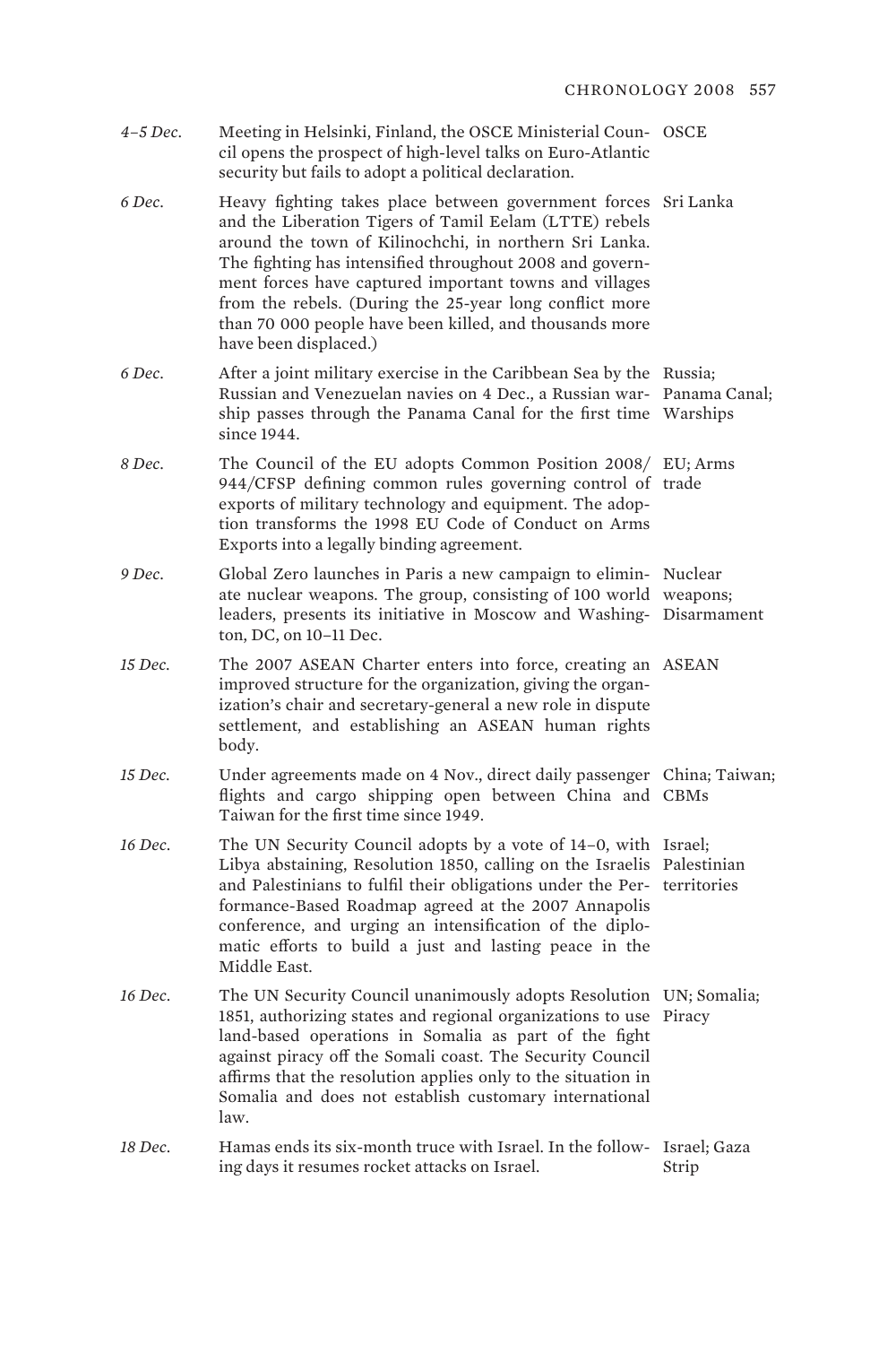| | | |
|---|---|---|
| *4–5 Dec.* | Meeting in Helsinki, Finland, the OSCE Ministerial Council opens the prospect of high-level talks on Euro-Atlantic security but fails to adopt a political declaration. | OSCE |
| *6 Dec.* | Heavy fighting takes place between government forces and the Liberation Tigers of Tamil Eelam (LTTE) rebels around the town of Kilinochchi, in northern Sri Lanka. The fighting has intensified throughout 2008 and government forces have captured important towns and villages from the rebels. (During the 25-year long conflict more than 70 000 people have been killed, and thousands more have been displaced.) | Sri Lanka |
| *6 Dec.* | After a joint military exercise in the Caribbean Sea by the Russian and Venezuelan navies on 4 Dec., a Russian warship passes through the Panama Canal for the first time since 1944. | Russia; Panama Canal; Warships |
| *8 Dec.* | The Council of the EU adopts Common Position 2008/944/CFSP defining common rules governing control of exports of military technology and equipment. The adoption transforms the 1998 EU Code of Conduct on Arms Exports into a legally binding agreement. | EU; Arms trade |
| *9 Dec.* | Global Zero launches in Paris a new campaign to eliminate nuclear weapons. The group, consisting of 100 world leaders, presents its initiative in Moscow and Washington, DC, on 10–11 Dec. | Nuclear weapons; Disarmament |
| *15 Dec.* | The 2007 ASEAN Charter enters into force, creating an improved structure for the organization, giving the organization's chair and secretary-general a new role in dispute settlement, and establishing an ASEAN human rights body. | ASEAN |
| *15 Dec.* | Under agreements made on 4 Nov., direct daily passenger flights and cargo shipping open between China and Taiwan for the first time since 1949. | China; Taiwan; CBMs |
| *16 Dec.* | The UN Security Council adopts by a vote of 14–0, with Libya abstaining, Resolution 1850, calling on the Israelis and Palestinians to fulfil their obligations under the Performance-Based Roadmap agreed at the 2007 Annapolis conference, and urging an intensification of the diplomatic efforts to build a just and lasting peace in the Middle East. | Israel; Palestinian territories |
| *16 Dec.* | The UN Security Council unanimously adopts Resolution 1851, authorizing states and regional organizations to use land-based operations in Somalia as part of the fight against piracy off the Somali coast. The Security Council affirms that the resolution applies only to the situation in Somalia and does not establish customary international law. | UN; Somalia; Piracy |
| *18 Dec.* | Hamas ends its six-month truce with Israel. In the following days it resumes rocket attacks on Israel. | Israel; Gaza Strip |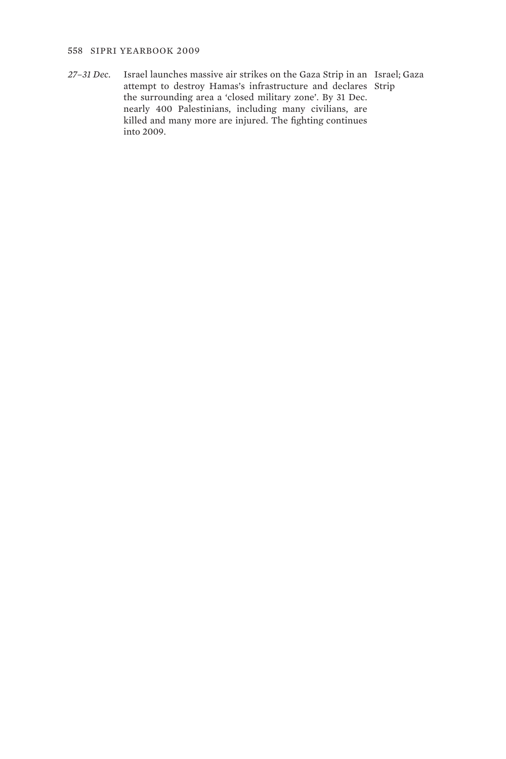| | | |
|---|---|---|
| *27–31 Dec.* | Israel launches massive air strikes on the Gaza Strip in an attempt to destroy Hamas's infrastructure and declares the surrounding area a 'closed military zone'. By 31 Dec. nearly 400 Palestinians, including many civilians, are killed and many more are injured. The fighting continues into 2009. | Israel; Gaza Strip |